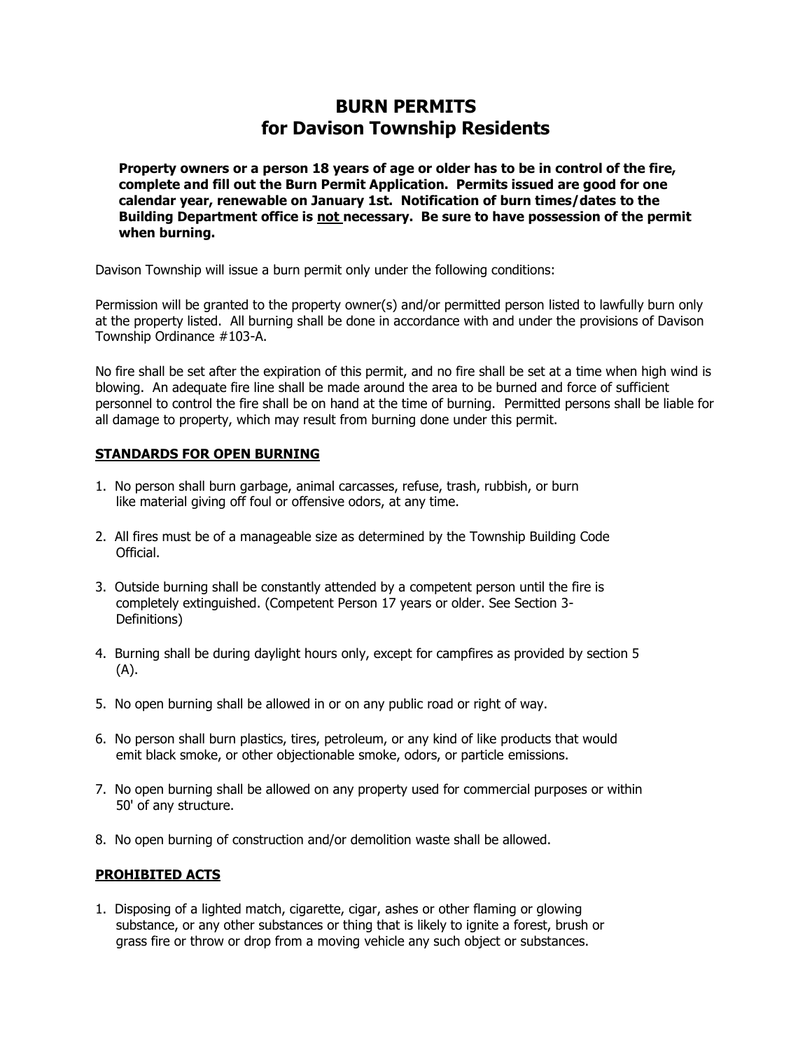# BURN PERMITS
## for Davison Township Residents

**Property owners or a person 18 years of age or older has to be in control of the fire, complete and fill out the Burn Permit Application. Permits issued are good for one calendar year, renewable on January 1st. Notification of burn times/dates to the Building Department office is <u>not</u> necessary. Be sure to have possession of the permit when burning.**

Davison Township will issue a burn permit only under the following conditions:

Permission will be granted to the property owner(s) and/or permitted person listed to lawfully burn only at the property listed. All burning shall be done in accordance with and under the provisions of Davison Township Ordinance #103-A.

No fire shall be set after the expiration of this permit, and no fire shall be set at a time when high wind is blowing. An adequate fire line shall be made around the area to be burned and force of sufficient personnel to control the fire shall be on hand at the time of burning. Permitted persons shall be liable for all damage to property, which may result from burning done under this permit.

### <u>STANDARDS FOR OPEN BURNING</u>

1. No person shall burn garbage, animal carcasses, refuse, trash, rubbish, or burn like material giving off foul or offensive odors, at any time.
2. All fires must be of a manageable size as determined by the Township Building Code Official.
3. Outside burning shall be constantly attended by a competent person until the fire is completely extinguished. (Competent Person 17 years or older. See Section 3-Definitions)
4. Burning shall be during daylight hours only, except for campfires as provided by section 5 (A).
5. No open burning shall be allowed in or on any public road or right of way.
6. No person shall burn plastics, tires, petroleum, or any kind of like products that would emit black smoke, or other objectionable smoke, odors, or particle emissions.
7. No open burning shall be allowed on any property used for commercial purposes or within 50' of any structure.
8. No open burning of construction and/or demolition waste shall be allowed.

### <u>PROHIBITED ACTS</u>

1. Disposing of a lighted match, cigarette, cigar, ashes or other flaming or glowing substance, or any other substances or thing that is likely to ignite a forest, brush or grass fire or throw or drop from a moving vehicle any such object or substances.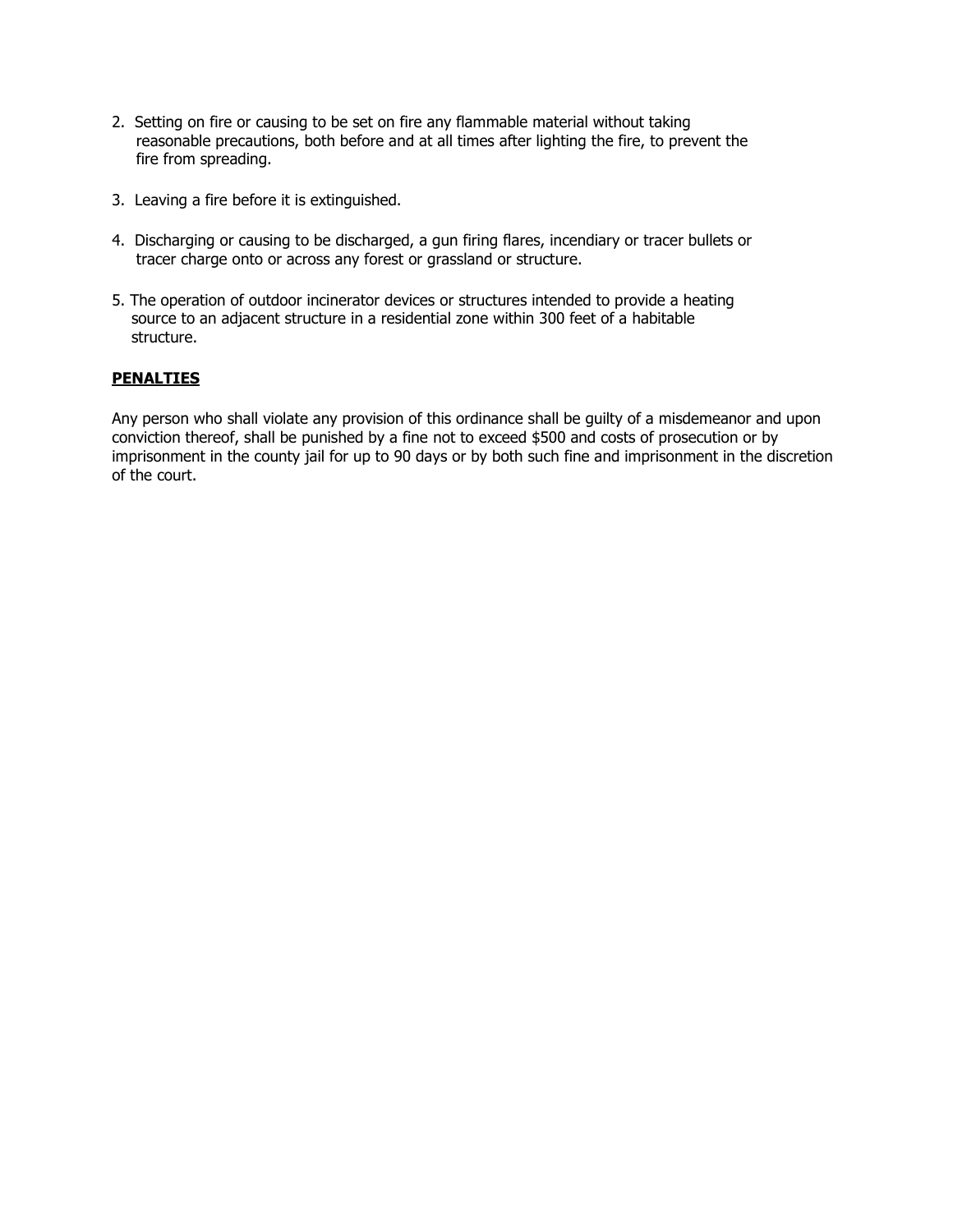2. Setting on fire or causing to be set on fire any flammable material without taking reasonable precautions, both before and at all times after lighting the fire, to prevent the fire from spreading.

3. Leaving a fire before it is extinguished.

4. Discharging or causing to be discharged, a gun firing flares, incendiary or tracer bullets or tracer charge onto or across any forest or grassland or structure.

5. The operation of outdoor incinerator devices or structures intended to provide a heating source to an adjacent structure in a residential zone within 300 feet of a habitable structure.

**PENALTIES**

Any person who shall violate any provision of this ordinance shall be guilty of a misdemeanor and upon conviction thereof, shall be punished by a fine not to exceed $500 and costs of prosecution or by imprisonment in the county jail for up to 90 days or by both such fine and imprisonment in the discretion of the court.